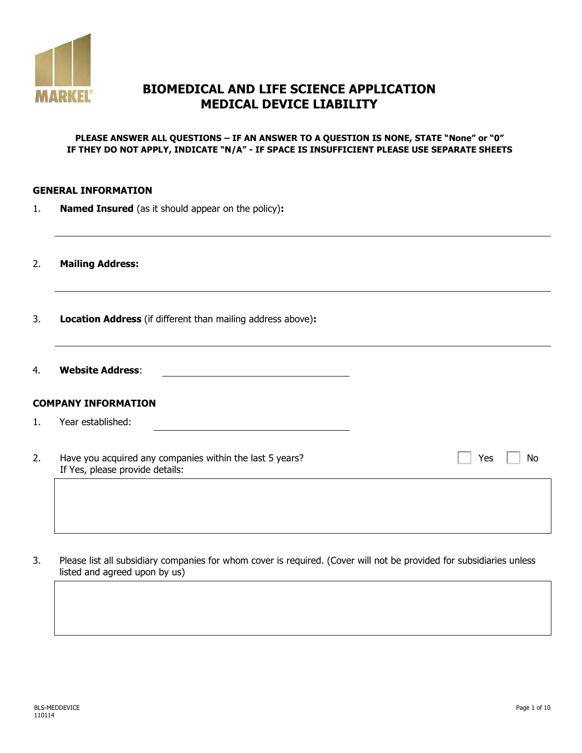MARKEL

# BIOMEDICAL AND LIFE SCIENCE APPLICATION
# MEDICAL DEVICE LIABILITY

**PLEASE ANSWER ALL QUESTIONS – IF AN ANSWER TO A QUESTION IS NONE, STATE "None" or "0"**
**IF THEY DO NOT APPLY, INDICATE "N/A" - IF SPACE IS INSUFFICIENT PLEASE USE SEPARATE SHEETS**

## GENERAL INFORMATION

1. **Named Insured** (as it should appear on the policy)**:**

_______________________________________________

2. **Mailing Address:**

_______________________________________________

3. **Location Address** (if different than mailing address above)**:**

_______________________________________________

4. **Website Address**: _______________________

## COMPANY INFORMATION

1. Year established: _______________________

2. Have you acquired any companies within the last 5 years? ☐ Yes ☐ No
   If Yes, please provide details:

|   |
|---|
|   |

3. Please list all subsidiary companies for whom cover is required. (Cover will not be provided for subsidiaries unless listed and agreed upon by us)

|   |
|---|
|   |

BLS-MEDDEVICE
110114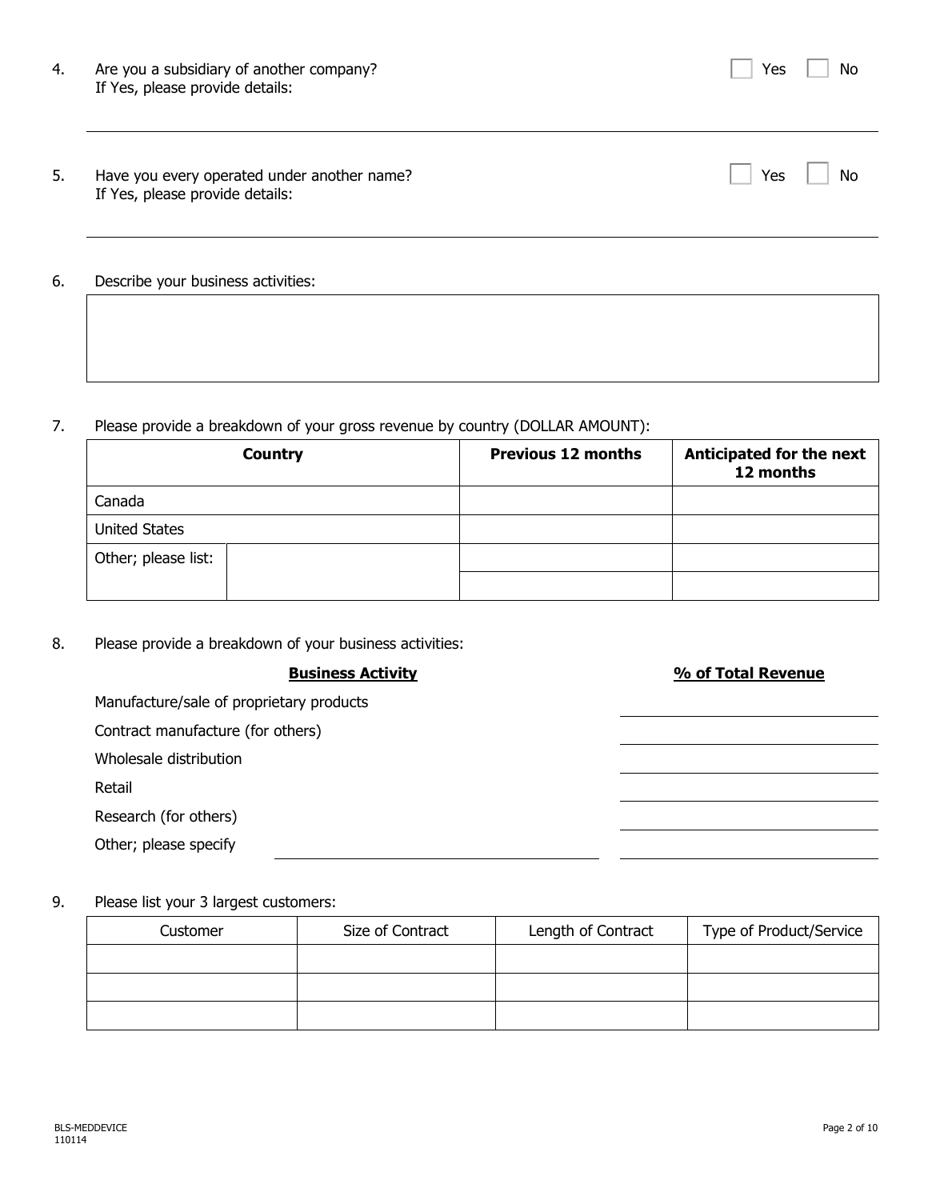4. Are you a subsidiary of another company? ☐ Yes ☐ No
   If Yes, please provide details:

5. Have you every operated under another name? ☐ Yes ☐ No
   If Yes, please provide details:

6. Describe your business activities:

7. Please provide a breakdown of your gross revenue by country (DOLLAR AMOUNT):

| **Country** | | **Previous 12 months** | **Anticipated for the next 12 months** |
|---|---|---|---|
| Canada | | | |
| United States | | | |
| Other; please list: | | | |
| | | | |

8. Please provide a breakdown of your business activities:

| **Business Activity** | **% of Total Revenue** |
|---|---|
| Manufacture/sale of proprietary products | |
| Contract manufacture (for others) | |
| Wholesale distribution | |
| Retail | |
| Research (for others) | |
| Other; please specify | |

9. Please list your 3 largest customers:

| Customer | Size of Contract | Length of Contract | Type of Product/Service |
|---|---|---|---|
| | | | |
| | | | |
| | | | |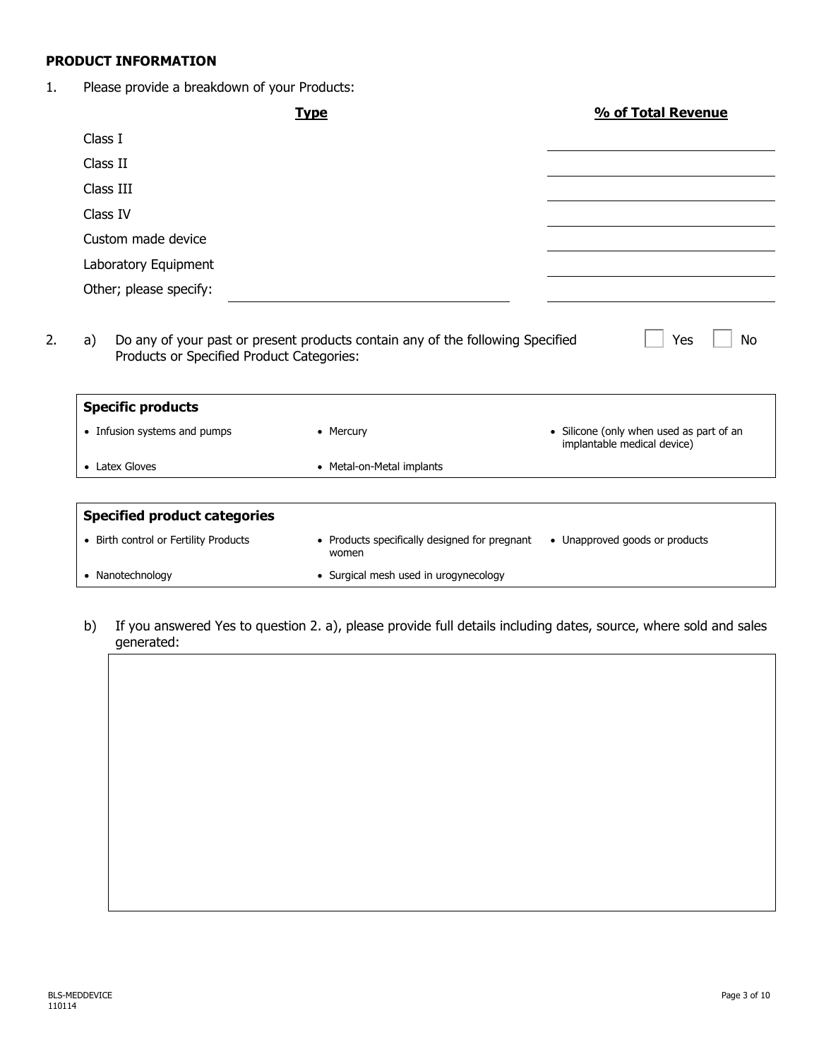**PRODUCT INFORMATION**

1. Please provide a breakdown of your Products:

| Type | % of Total Revenue |
|---|---|
| Class I | |
| Class II | |
| Class III | |
| Class IV | |
| Custom made device | |
| Laboratory Equipment | |
| Other; please specify: ______________________ | |

2. a) Do any of your past or present products contain any of the following Specified Products or Specified Product Categories: ☐ Yes ☐ No

| **Specific products** | | |
|---|---|---|
| • Infusion systems and pumps | • Mercury | • Silicone (only when used as part of an implantable medical device) |
| • Latex Gloves | • Metal-on-Metal implants | |

| **Specified product categories** | | |
|---|---|---|
| • Birth control or Fertility Products | • Products specifically designed for pregnant women | • Unapproved goods or products |
| • Nanotechnology | • Surgical mesh used in urogynecology | |

b) If you answered Yes to question 2. a), please provide full details including dates, source, where sold and sales generated:

| |
|---|
| |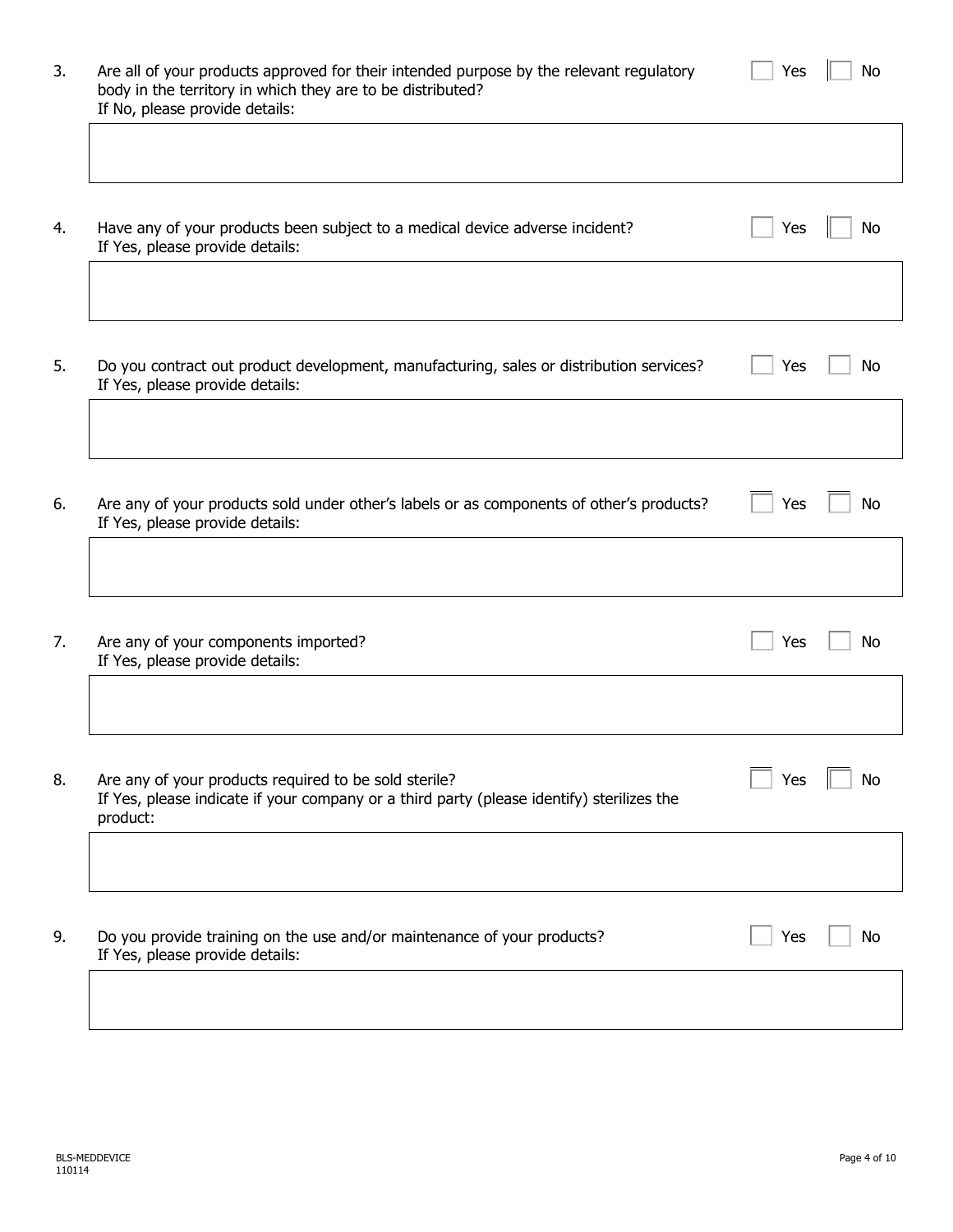3. Are all of your products approved for their intended purpose by the relevant regulatory body in the territory in which they are to be distributed? ☐ Yes ☐ No
   If No, please provide details:

4. Have any of your products been subject to a medical device adverse incident? ☐ Yes ☐ No
   If Yes, please provide details:

5. Do you contract out product development, manufacturing, sales or distribution services? ☐ Yes ☐ No
   If Yes, please provide details:

6. Are any of your products sold under other's labels or as components of other's products? ☐ Yes ☐ No
   If Yes, please provide details:

7. Are any of your components imported? ☐ Yes ☐ No
   If Yes, please provide details:

8. Are any of your products required to be sold sterile? ☐ Yes ☐ No
   If Yes, please indicate if your company or a third party (please identify) sterilizes the product:

9. Do you provide training on the use and/or maintenance of your products? ☐ Yes ☐ No
   If Yes, please provide details:

BLS-MEDDEVICE
110114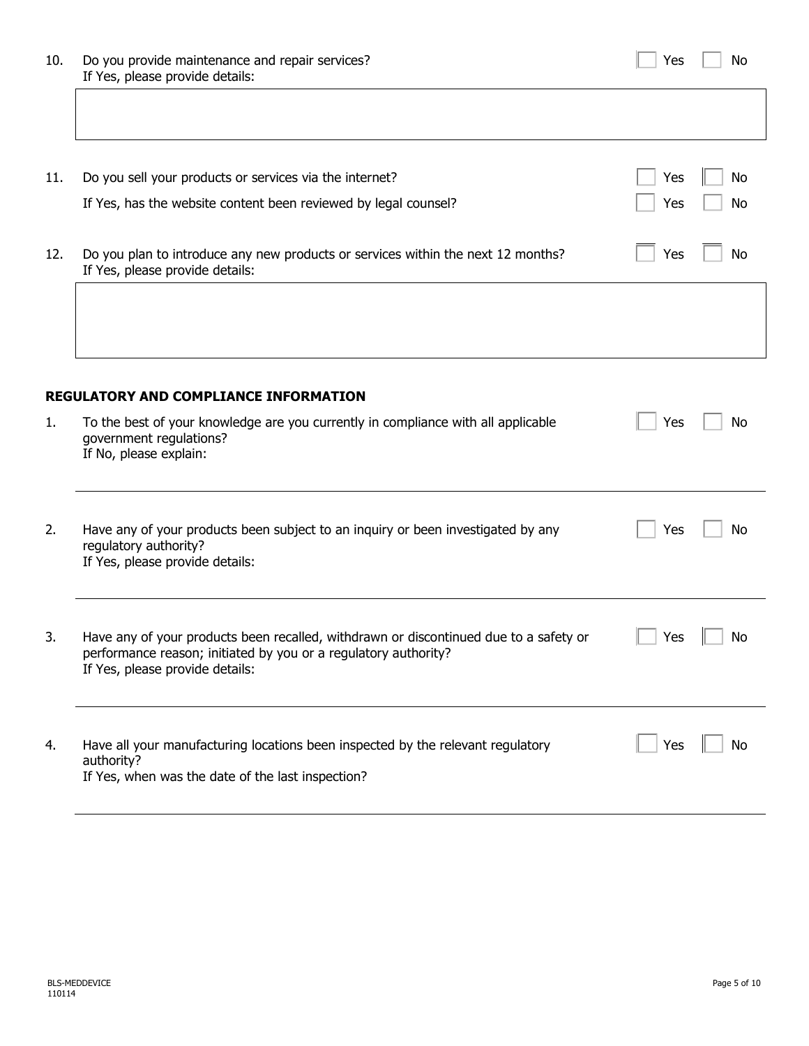10. Do you provide maintenance and repair services? ☐ Yes ☐ No
    If Yes, please provide details:

11. Do you sell your products or services via the internet? ☐ Yes ☐ No

    If Yes, has the website content been reviewed by legal counsel? ☐ Yes ☐ No

12. Do you plan to introduce any new products or services within the next 12 months? ☐ Yes ☐ No
    If Yes, please provide details:

**REGULATORY AND COMPLIANCE INFORMATION**

1. To the best of your knowledge are you currently in compliance with all applicable government regulations? ☐ Yes ☐ No
   If No, please explain:

2. Have any of your products been subject to an inquiry or been investigated by any regulatory authority? ☐ Yes ☐ No
   If Yes, please provide details:

3. Have any of your products been recalled, withdrawn or discontinued due to a safety or performance reason; initiated by you or a regulatory authority? ☐ Yes ☐ No
   If Yes, please provide details:

4. Have all your manufacturing locations been inspected by the relevant regulatory authority? ☐ Yes ☐ No
   If Yes, when was the date of the last inspection?

BLS-MEDDEVICE
110114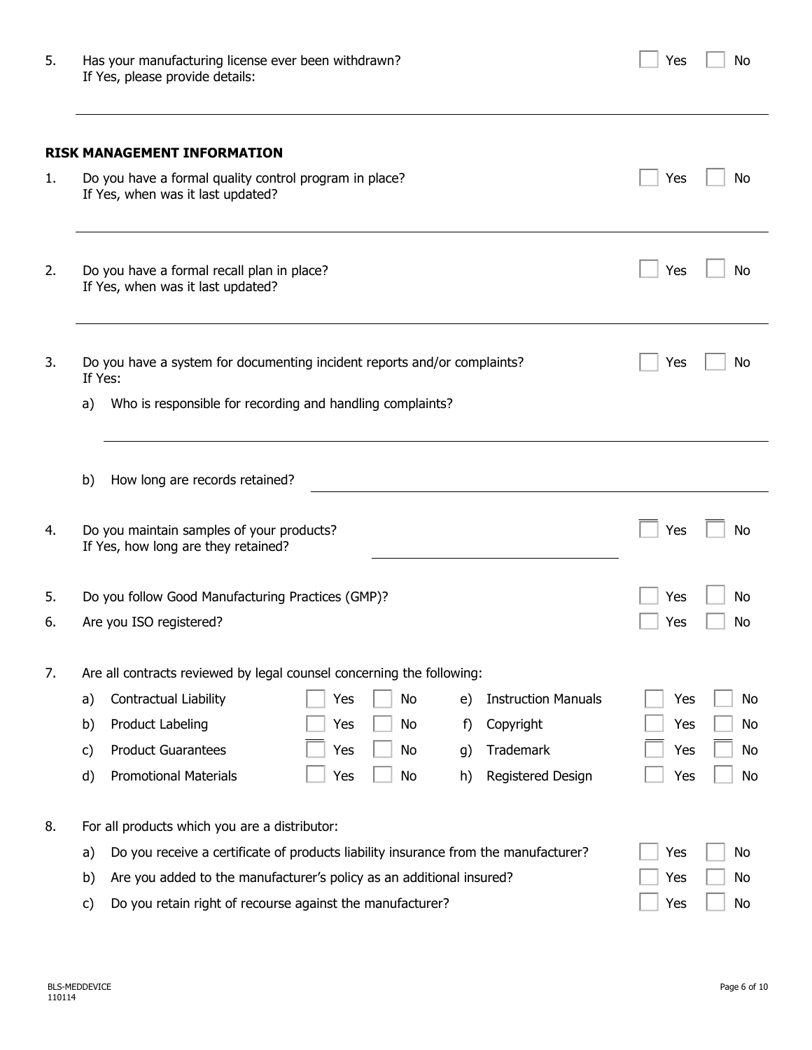5. Has your manufacturing license ever been withdrawn? ☐ Yes ☐ No
   If Yes, please provide details:

   ______________________________________________________________

## RISK MANAGEMENT INFORMATION

1. Do you have a formal quality control program in place? ☐ Yes ☐ No
   If Yes, when was it last updated?

   ______________________________________________________________

2. Do you have a formal recall plan in place? ☐ Yes ☐ No
   If Yes, when was it last updated?

   ______________________________________________________________

3. Do you have a system for documenting incident reports and/or complaints? ☐ Yes ☐ No
   If Yes:

   a) Who is responsible for recording and handling complaints?

   ______________________________________________________________

   b) How long are records retained? ______________________________

4. Do you maintain samples of your products? ☐ Yes ☐ No
   If Yes, how long are they retained? ______________________________

5. Do you follow Good Manufacturing Practices (GMP)? ☐ Yes ☐ No

6. Are you ISO registered? ☐ Yes ☐ No

7. Are all contracts reviewed by legal counsel concerning the following:

| | | | | | | |
|---|---|---|---|---|---|---|
| a) | Contractual Liability | ☐ Yes ☐ No | e) | Instruction Manuals | ☐ Yes ☐ No |
| b) | Product Labeling | ☐ Yes ☐ No | f) | Copyright | ☐ Yes ☐ No |
| c) | Product Guarantees | ☐ Yes ☐ No | g) | Trademark | ☐ Yes ☐ No |
| d) | Promotional Materials | ☐ Yes ☐ No | h) | Registered Design | ☐ Yes ☐ No |

8. For all products which you are a distributor:

   a) Do you receive a certificate of products liability insurance from the manufacturer? ☐ Yes ☐ No

   b) Are you added to the manufacturer's policy as an additional insured? ☐ Yes ☐ No

   c) Do you retain right of recourse against the manufacturer? ☐ Yes ☐ No

BLS-MEDDEVICE
110114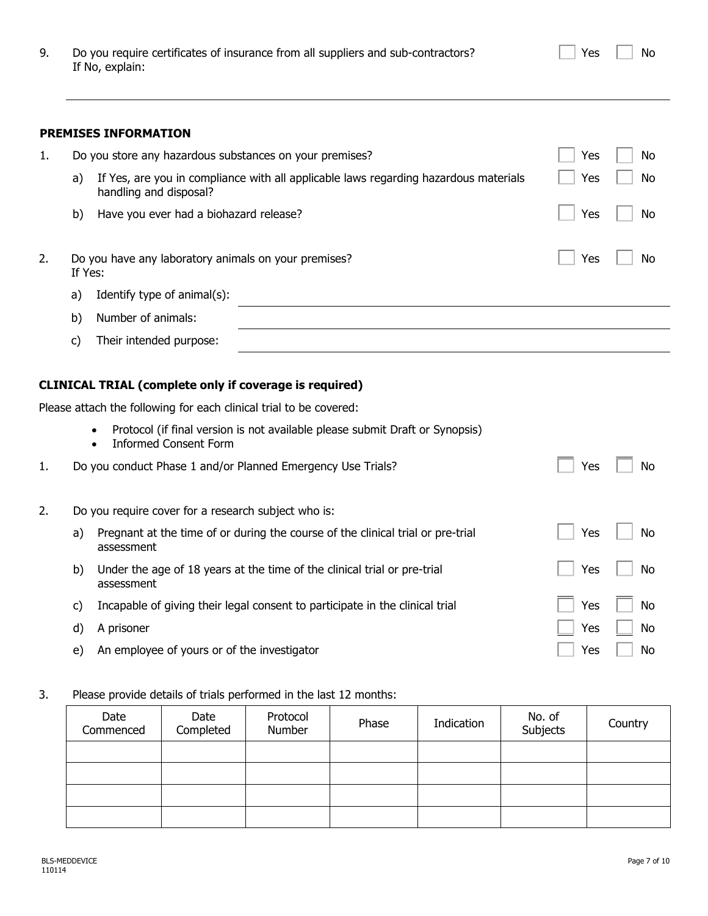9. Do you require certificates of insurance from all suppliers and sub-contractors? ☐ Yes ☐ No
   If No, explain:

______________________________________________________________________

**PREMISES INFORMATION**

1. Do you store any hazardous substances on your premises? ☐ Yes ☐ No
   a) If Yes, are you in compliance with all applicable laws regarding hazardous materials handling and disposal? ☐ Yes ☐ No
   b) Have you ever had a biohazard release? ☐ Yes ☐ No

2. Do you have any laboratory animals on your premises? ☐ Yes ☐ No
   If Yes:
   a) Identify type of animal(s): ______________________________
   b) Number of animals: ______________________________
   c) Their intended purpose: ______________________________

**CLINICAL TRIAL (complete only if coverage is required)**

Please attach the following for each clinical trial to be covered:

- Protocol (if final version is not available please submit Draft or Synopsis)
- Informed Consent Form

1. Do you conduct Phase 1 and/or Planned Emergency Use Trials? ☐ Yes ☐ No

2. Do you require cover for a research subject who is:
   a) Pregnant at the time of or during the course of the clinical trial or pre-trial assessment ☐ Yes ☐ No
   b) Under the age of 18 years at the time of the clinical trial or pre-trial assessment ☐ Yes ☐ No
   c) Incapable of giving their legal consent to participate in the clinical trial ☐ Yes ☐ No
   d) A prisoner ☐ Yes ☐ No
   e) An employee of yours or of the investigator ☐ Yes ☐ No

3. Please provide details of trials performed in the last 12 months:

| Date Commenced | Date Completed | Protocol Number | Phase | Indication | No. of Subjects | Country |
|---|---|---|---|---|---|---|
| | | | | | | |
| | | | | | | |
| | | | | | | |
| | | | | | | |

BLS-MEDDEVICE
110114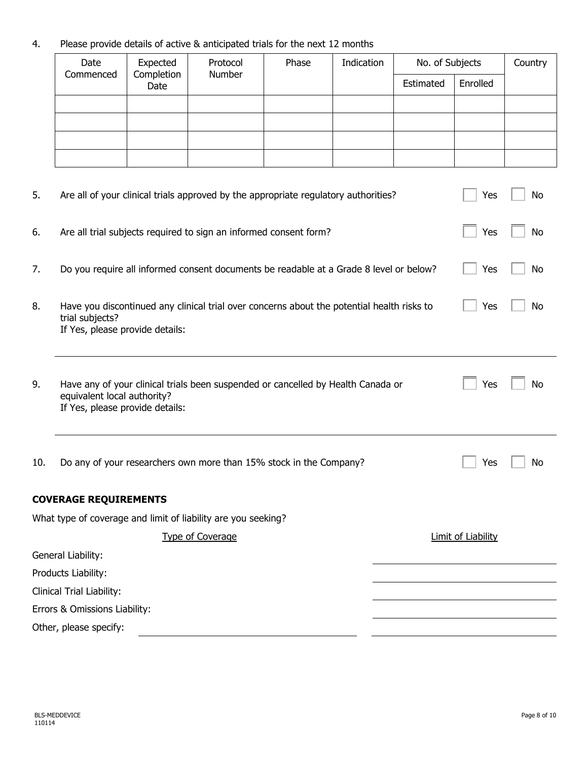4. Please provide details of active & anticipated trials for the next 12 months

| Date Commenced | Expected Completion Date | Protocol Number | Phase | Indication | No. of Subjects | | Country |
|---|---|---|---|---|---|---|---|
| | | | | | Estimated | Enrolled | |
| | | | | | | | |
| | | | | | | | |
| | | | | | | | |
| | | | | | | | |

5. Are all of your clinical trials approved by the appropriate regulatory authorities? ☐ Yes ☐ No

6. Are all trial subjects required to sign an informed consent form? ☐ Yes ☐ No

7. Do you require all informed consent documents be readable at a Grade 8 level or below? ☐ Yes ☐ No

8. Have you discontinued any clinical trial over concerns about the potential health risks to trial subjects? ☐ Yes ☐ No
   If Yes, please provide details:

   ______________________________________________________________________

9. Have any of your clinical trials been suspended or cancelled by Health Canada or equivalent local authority? ☐ Yes ☐ No
   If Yes, please provide details:

   ______________________________________________________________________

10. Do any of your researchers own more than 15% stock in the Company? ☐ Yes ☐ No

**COVERAGE REQUIREMENTS**

What type of coverage and limit of liability are you seeking?

| Type of Coverage | Limit of Liability |
|---|---|
| General Liability: | ____________________ |
| Products Liability: | ____________________ |
| Clinical Trial Liability: | ____________________ |
| Errors & Omissions Liability: | ____________________ |
| Other, please specify: ____________________ | ____________________ |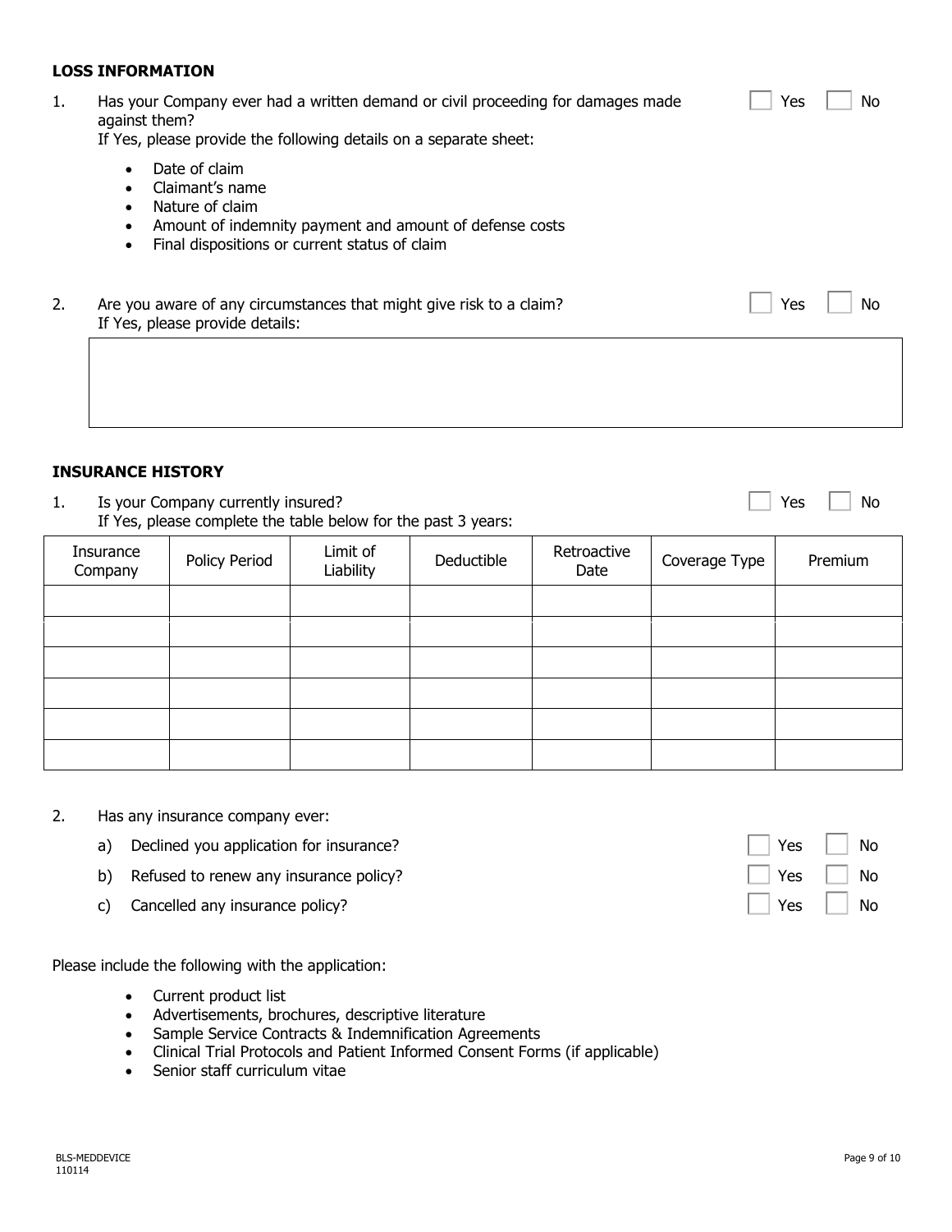**LOSS INFORMATION**

1. Has your Company ever had a written demand or civil proceeding for damages made against them? ☐ Yes ☐ No

   If Yes, please provide the following details on a separate sheet:

   - Date of claim
   - Claimant's name
   - Nature of claim
   - Amount of indemnity payment and amount of defense costs
   - Final dispositions or current status of claim

2. Are you aware of any circumstances that might give risk to a claim? ☐ Yes ☐ No

   If Yes, please provide details:

   |  |
   |---|
   |  |

**INSURANCE HISTORY**

1. Is your Company currently insured? ☐ Yes ☐ No

   If Yes, please complete the table below for the past 3 years:

| Insurance Company | Policy Period | Limit of Liability | Deductible | Retroactive Date | Coverage Type | Premium |
|---|---|---|---|---|---|---|
|  |  |  |  |  |  |  |
|  |  |  |  |  |  |  |
|  |  |  |  |  |  |  |
|  |  |  |  |  |  |  |
|  |  |  |  |  |  |  |
|  |  |  |  |  |  |  |

2. Has any insurance company ever:

   a) Declined you application for insurance? ☐ Yes ☐ No

   b) Refused to renew any insurance policy? ☐ Yes ☐ No

   c) Cancelled any insurance policy? ☐ Yes ☐ No

Please include the following with the application:

- Current product list
- Advertisements, brochures, descriptive literature
- Sample Service Contracts & Indemnification Agreements
- Clinical Trial Protocols and Patient Informed Consent Forms (if applicable)
- Senior staff curriculum vitae

BLS-MEDDEVICE
110114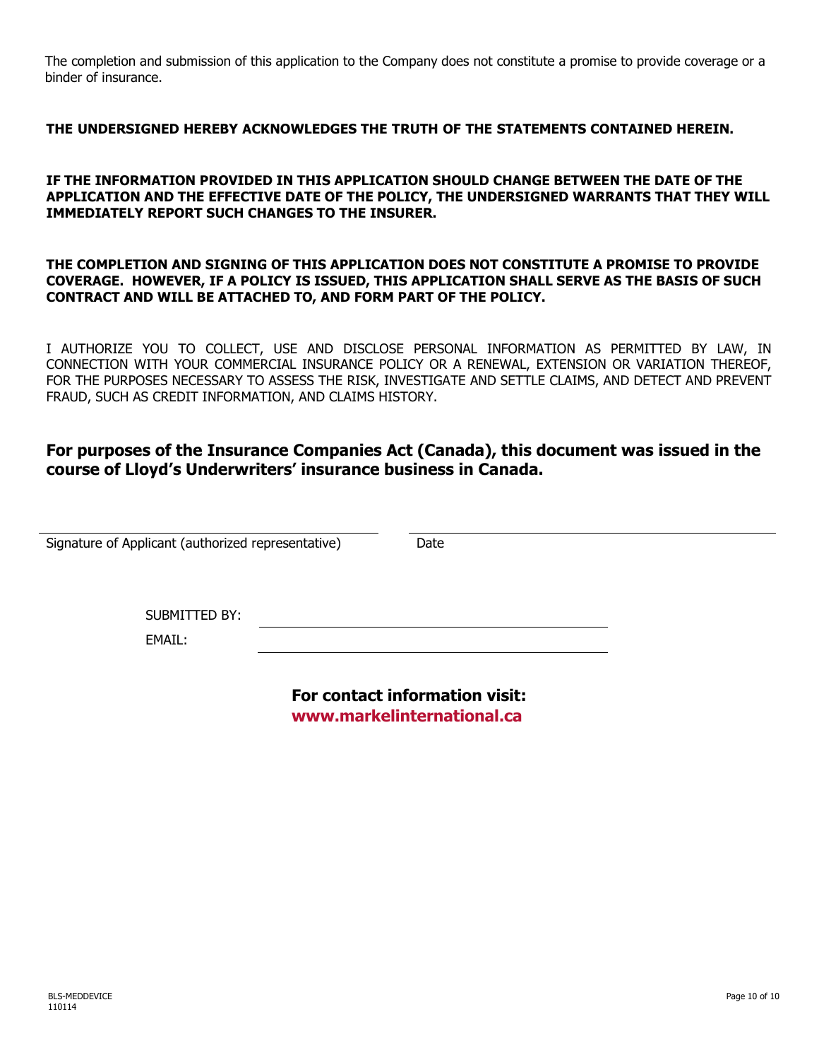The completion and submission of this application to the Company does not constitute a promise to provide coverage or a binder of insurance.

**THE UNDERSIGNED HEREBY ACKNOWLEDGES THE TRUTH OF THE STATEMENTS CONTAINED HEREIN.**

**IF THE INFORMATION PROVIDED IN THIS APPLICATION SHOULD CHANGE BETWEEN THE DATE OF THE APPLICATION AND THE EFFECTIVE DATE OF THE POLICY, THE UNDERSIGNED WARRANTS THAT THEY WILL IMMEDIATELY REPORT SUCH CHANGES TO THE INSURER.**

**THE COMPLETION AND SIGNING OF THIS APPLICATION DOES NOT CONSTITUTE A PROMISE TO PROVIDE COVERAGE. HOWEVER, IF A POLICY IS ISSUED, THIS APPLICATION SHALL SERVE AS THE BASIS OF SUCH CONTRACT AND WILL BE ATTACHED TO, AND FORM PART OF THE POLICY.**

I AUTHORIZE YOU TO COLLECT, USE AND DISCLOSE PERSONAL INFORMATION AS PERMITTED BY LAW, IN CONNECTION WITH YOUR COMMERCIAL INSURANCE POLICY OR A RENEWAL, EXTENSION OR VARIATION THEREOF, FOR THE PURPOSES NECESSARY TO ASSESS THE RISK, INVESTIGATE AND SETTLE CLAIMS, AND DETECT AND PREVENT FRAUD, SUCH AS CREDIT INFORMATION, AND CLAIMS HISTORY.

**For purposes of the Insurance Companies Act (Canada), this document was issued in the course of Lloyd's Underwriters' insurance business in Canada.**

______________________________ ______________________________

Signature of Applicant (authorized representative) Date

SUBMITTED BY: ______________________________

EMAIL: ______________________________

**For contact information visit:**
**www.markelinternational.ca**

BLS-MEDDEVICE
110114